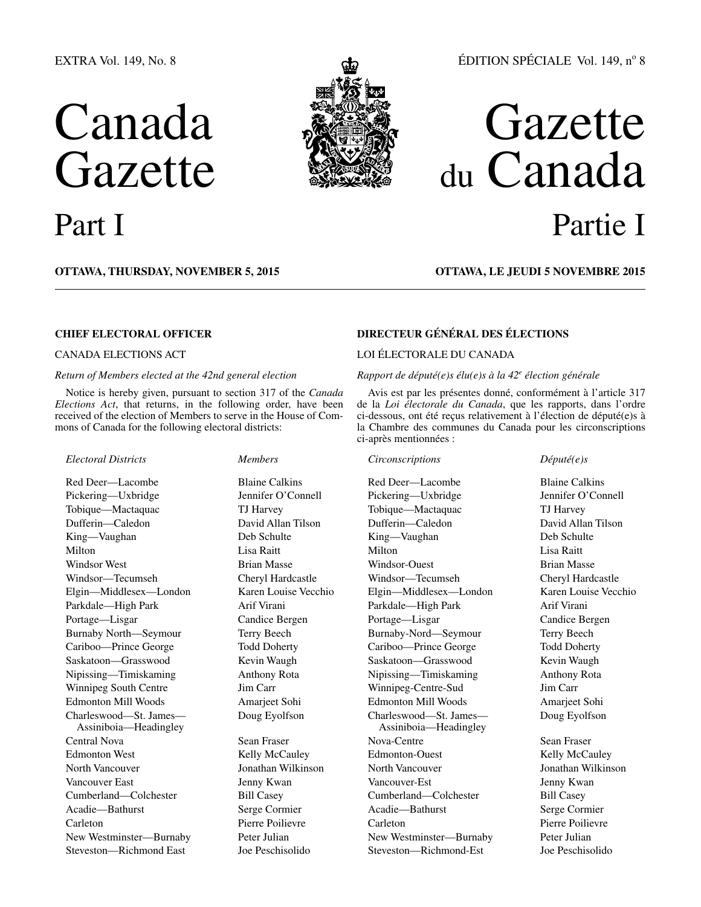EXTRA Vol. 149, No. 8

ÉDITION SPÉCIALE Vol. 149, nº 8

# Canada Gazette Part I

# Gazette du Canada Partie I

**OTTAWA, THURSDAY, NOVEMBER 5, 2015**

**OTTAWA, LE JEUDI 5 NOVEMBRE 2015**

## CHIEF ELECTORAL OFFICER

CANADA ELECTIONS ACT

*Return of Members elected at the 42nd general election*

Notice is hereby given, pursuant to section 317 of the *Canada Elections Act*, that returns, in the following order, have been received of the election of Members to serve in the House of Commons of Canada for the following electoral districts:

| *Electoral Districts* | *Members* |
|---|---|
| Red Deer—Lacombe | Blaine Calkins |
| Pickering—Uxbridge | Jennifer O'Connell |
| Tobique—Mactaquac | TJ Harvey |
| Dufferin—Caledon | David Allan Tilson |
| King—Vaughan | Deb Schulte |
| Milton | Lisa Raitt |
| Windsor West | Brian Masse |
| Windsor—Tecumseh | Cheryl Hardcastle |
| Elgin—Middlesex—London | Karen Louise Vecchio |
| Parkdale—High Park | Arif Virani |
| Portage—Lisgar | Candice Bergen |
| Burnaby North—Seymour | Terry Beech |
| Cariboo—Prince George | Todd Doherty |
| Saskatoon—Grasswood | Kevin Waugh |
| Nipissing—Timiskaming | Anthony Rota |
| Winnipeg South Centre | Jim Carr |
| Edmonton Mill Woods | Amarjeet Sohi |
| Charleswood—St. James—Assiniboia—Headingley | Doug Eyolfson |
| Central Nova | Sean Fraser |
| Edmonton West | Kelly McCauley |
| North Vancouver | Jonathan Wilkinson |
| Vancouver East | Jenny Kwan |
| Cumberland—Colchester | Bill Casey |
| Acadie—Bathurst | Serge Cormier |
| Carleton | Pierre Poilievre |
| New Westminster—Burnaby | Peter Julian |
| Steveston—Richmond East | Joe Peschisolido |

## DIRECTEUR GÉNÉRAL DES ÉLECTIONS

LOI ÉLECTORALE DU CANADA

*Rapport de député(e)s élu(e)s à la 42e élection générale*

Avis est par les présentes donné, conformément à l'article 317 de la *Loi électorale du Canada*, que les rapports, dans l'ordre ci-dessous, ont été reçus relativement à l'élection de député(e)s à la Chambre des communes du Canada pour les circonscriptions ci-après mentionnées :

| *Circonscriptions* | *Député(e)s* |
|---|---|
| Red Deer—Lacombe | Blaine Calkins |
| Pickering—Uxbridge | Jennifer O'Connell |
| Tobique—Mactaquac | TJ Harvey |
| Dufferin—Caledon | David Allan Tilson |
| King—Vaughan | Deb Schulte |
| Milton | Lisa Raitt |
| Windsor-Ouest | Brian Masse |
| Windsor—Tecumseh | Cheryl Hardcastle |
| Elgin—Middlesex—London | Karen Louise Vecchio |
| Parkdale—High Park | Arif Virani |
| Portage—Lisgar | Candice Bergen |
| Burnaby-Nord—Seymour | Terry Beech |
| Cariboo—Prince George | Todd Doherty |
| Saskatoon—Grasswood | Kevin Waugh |
| Nipissing—Timiskaming | Anthony Rota |
| Winnipeg-Centre-Sud | Jim Carr |
| Edmonton Mill Woods | Amarjeet Sohi |
| Charleswood—St. James—Assiniboia—Headingley | Doug Eyolfson |
| Nova-Centre | Sean Fraser |
| Edmonton-Ouest | Kelly McCauley |
| North Vancouver | Jonathan Wilkinson |
| Vancouver-Est | Jenny Kwan |
| Cumberland—Colchester | Bill Casey |
| Acadie—Bathurst | Serge Cormier |
| Carleton | Pierre Poilievre |
| New Westminster—Burnaby | Peter Julian |
| Steveston—Richmond-Est | Joe Peschisolido |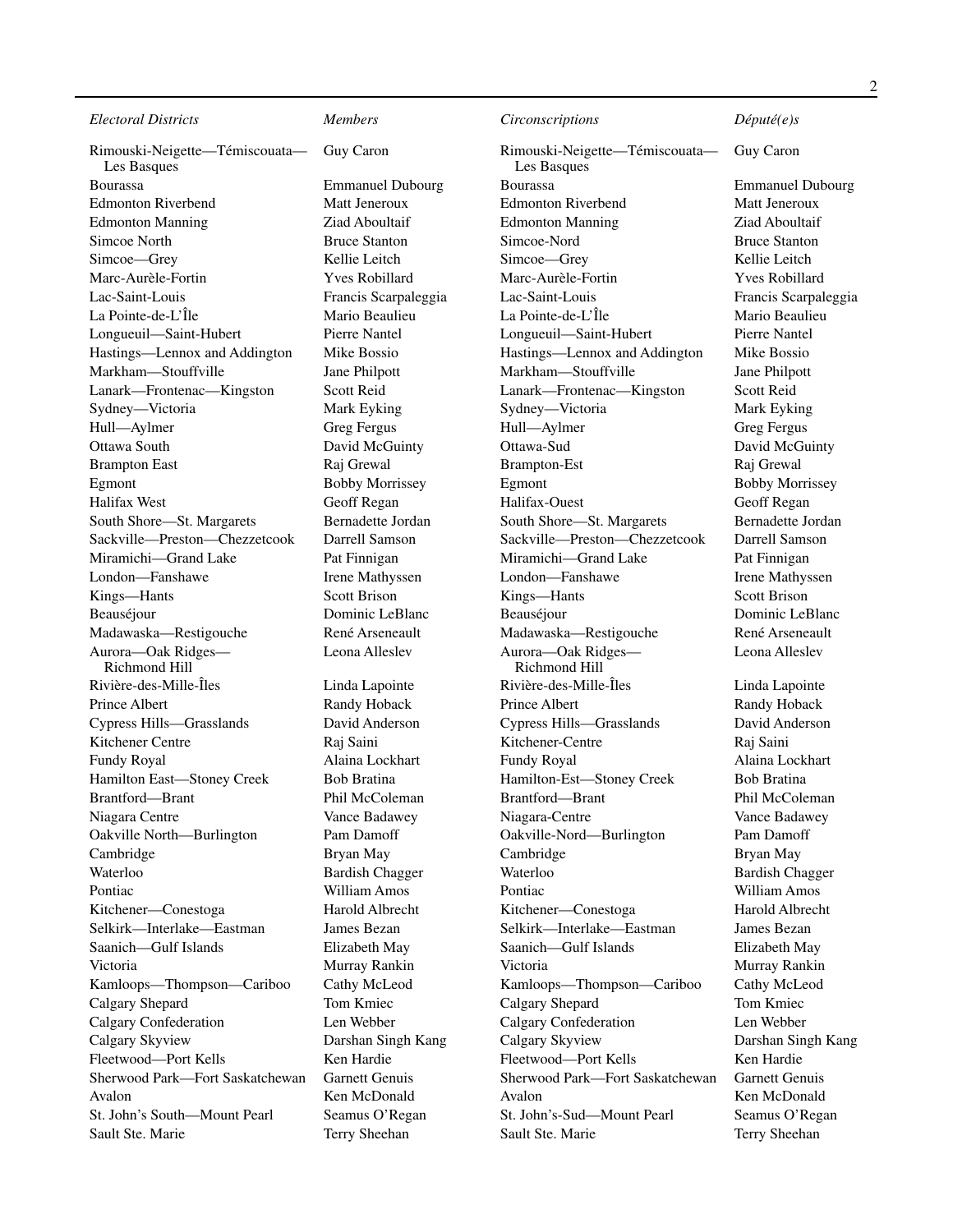| *Electoral Districts* | *Members* | *Circonscriptions* | *Député(e)s* |
| --- | --- | --- | --- |
| Rimouski-Neigette—Témiscouata—Les Basques | Guy Caron | Rimouski-Neigette—Témiscouata—Les Basques | Guy Caron |
| Bourassa | Emmanuel Dubourg | Bourassa | Emmanuel Dubourg |
| Edmonton Riverbend | Matt Jeneroux | Edmonton Riverbend | Matt Jeneroux |
| Edmonton Manning | Ziad Aboultaif | Edmonton Manning | Ziad Aboultaif |
| Simcoe North | Bruce Stanton | Simcoe-Nord | Bruce Stanton |
| Simcoe—Grey | Kellie Leitch | Simcoe—Grey | Kellie Leitch |
| Marc-Aurèle-Fortin | Yves Robillard | Marc-Aurèle-Fortin | Yves Robillard |
| Lac-Saint-Louis | Francis Scarpaleggia | Lac-Saint-Louis | Francis Scarpaleggia |
| La Pointe-de-L'Île | Mario Beaulieu | La Pointe-de-L'Île | Mario Beaulieu |
| Longueuil—Saint-Hubert | Pierre Nantel | Longueuil—Saint-Hubert | Pierre Nantel |
| Hastings—Lennox and Addington | Mike Bossio | Hastings—Lennox and Addington | Mike Bossio |
| Markham—Stouffville | Jane Philpott | Markham—Stouffville | Jane Philpott |
| Lanark—Frontenac—Kingston | Scott Reid | Lanark—Frontenac—Kingston | Scott Reid |
| Sydney—Victoria | Mark Eyking | Sydney—Victoria | Mark Eyking |
| Hull—Aylmer | Greg Fergus | Hull—Aylmer | Greg Fergus |
| Ottawa South | David McGuinty | Ottawa-Sud | David McGuinty |
| Brampton East | Raj Grewal | Brampton-Est | Raj Grewal |
| Egmont | Bobby Morrissey | Egmont | Bobby Morrissey |
| Halifax West | Geoff Regan | Halifax-Ouest | Geoff Regan |
| South Shore—St. Margarets | Bernadette Jordan | South Shore—St. Margarets | Bernadette Jordan |
| Sackville—Preston—Chezzetcook | Darrell Samson | Sackville—Preston—Chezzetcook | Darrell Samson |
| Miramichi—Grand Lake | Pat Finnigan | Miramichi—Grand Lake | Pat Finnigan |
| London—Fanshawe | Irene Mathyssen | London—Fanshawe | Irene Mathyssen |
| Kings—Hants | Scott Brison | Kings—Hants | Scott Brison |
| Beauséjour | Dominic LeBlanc | Beauséjour | Dominic LeBlanc |
| Madawaska—Restigouche | René Arseneault | Madawaska—Restigouche | René Arseneault |
| Aurora—Oak Ridges—Richmond Hill | Leona Alleslev | Aurora—Oak Ridges—Richmond Hill | Leona Alleslev |
| Rivière-des-Mille-Îles | Linda Lapointe | Rivière-des-Mille-Îles | Linda Lapointe |
| Prince Albert | Randy Hoback | Prince Albert | Randy Hoback |
| Cypress Hills—Grasslands | David Anderson | Cypress Hills—Grasslands | David Anderson |
| Kitchener Centre | Raj Saini | Kitchener-Centre | Raj Saini |
| Fundy Royal | Alaina Lockhart | Fundy Royal | Alaina Lockhart |
| Hamilton East—Stoney Creek | Bob Bratina | Hamilton-Est—Stoney Creek | Bob Bratina |
| Brantford—Brant | Phil McColeman | Brantford—Brant | Phil McColeman |
| Niagara Centre | Vance Badawey | Niagara-Centre | Vance Badawey |
| Oakville North—Burlington | Pam Damoff | Oakville-Nord—Burlington | Pam Damoff |
| Cambridge | Bryan May | Cambridge | Bryan May |
| Waterloo | Bardish Chagger | Waterloo | Bardish Chagger |
| Pontiac | William Amos | Pontiac | William Amos |
| Kitchener—Conestoga | Harold Albrecht | Kitchener—Conestoga | Harold Albrecht |
| Selkirk—Interlake—Eastman | James Bezan | Selkirk—Interlake—Eastman | James Bezan |
| Saanich—Gulf Islands | Elizabeth May | Saanich—Gulf Islands | Elizabeth May |
| Victoria | Murray Rankin | Victoria | Murray Rankin |
| Kamloops—Thompson—Cariboo | Cathy McLeod | Kamloops—Thompson—Cariboo | Cathy McLeod |
| Calgary Shepard | Tom Kmiec | Calgary Shepard | Tom Kmiec |
| Calgary Confederation | Len Webber | Calgary Confederation | Len Webber |
| Calgary Skyview | Darshan Singh Kang | Calgary Skyview | Darshan Singh Kang |
| Fleetwood—Port Kells | Ken Hardie | Fleetwood—Port Kells | Ken Hardie |
| Sherwood Park—Fort Saskatchewan | Garnett Genuis | Sherwood Park—Fort Saskatchewan | Garnett Genuis |
| Avalon | Ken McDonald | Avalon | Ken McDonald |
| St. John's South—Mount Pearl | Seamus O'Regan | St. John's-Sud—Mount Pearl | Seamus O'Regan |
| Sault Ste. Marie | Terry Sheehan | Sault Ste. Marie | Terry Sheehan |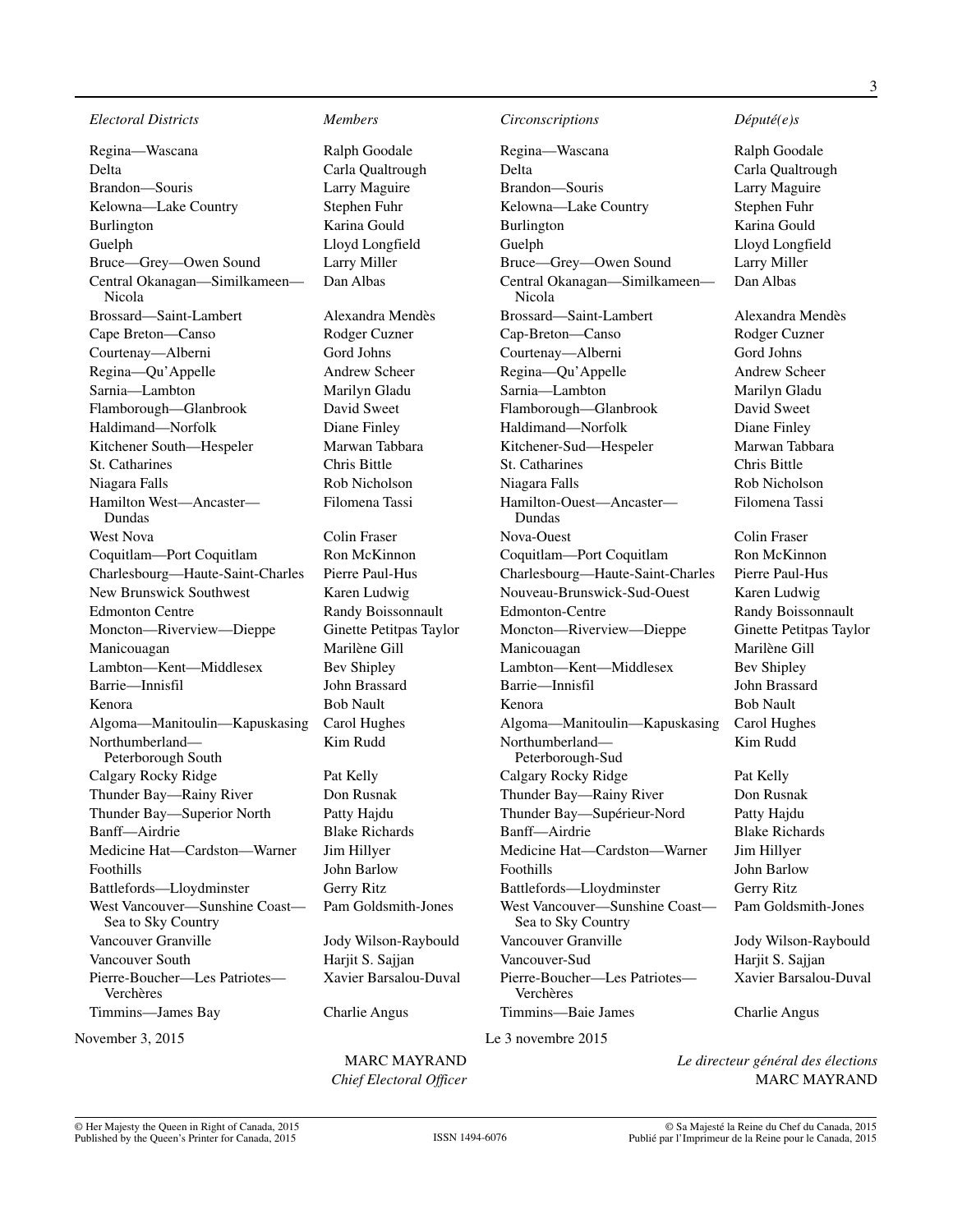| Electoral Districts | Members | Circonscriptions | Député(e)s |
| --- | --- | --- | --- |
| Regina—Wascana | Ralph Goodale | Regina—Wascana | Ralph Goodale |
| Delta | Carla Qualtrough | Delta | Carla Qualtrough |
| Brandon—Souris | Larry Maguire | Brandon—Souris | Larry Maguire |
| Kelowna—Lake Country | Stephen Fuhr | Kelowna—Lake Country | Stephen Fuhr |
| Burlington | Karina Gould | Burlington | Karina Gould |
| Guelph | Lloyd Longfield | Guelph | Lloyd Longfield |
| Bruce—Grey—Owen Sound | Larry Miller | Bruce—Grey—Owen Sound | Larry Miller |
| Central Okanagan—Similkameen—Nicola | Dan Albas | Central Okanagan—Similkameen—Nicola | Dan Albas |
| Brossard—Saint-Lambert | Alexandra Mendès | Brossard—Saint-Lambert | Alexandra Mendès |
| Cape Breton—Canso | Rodger Cuzner | Cap-Breton—Canso | Rodger Cuzner |
| Courtenay—Alberni | Gord Johns | Courtenay—Alberni | Gord Johns |
| Regina—Qu'Appelle | Andrew Scheer | Regina—Qu'Appelle | Andrew Scheer |
| Sarnia—Lambton | Marilyn Gladu | Sarnia—Lambton | Marilyn Gladu |
| Flamborough—Glanbrook | David Sweet | Flamborough—Glanbrook | David Sweet |
| Haldimand—Norfolk | Diane Finley | Haldimand—Norfolk | Diane Finley |
| Kitchener South—Hespeler | Marwan Tabbara | Kitchener-Sud—Hespeler | Marwan Tabbara |
| St. Catharines | Chris Bittle | St. Catharines | Chris Bittle |
| Niagara Falls | Rob Nicholson | Niagara Falls | Rob Nicholson |
| Hamilton West—Ancaster—Dundas | Filomena Tassi | Hamilton-Ouest—Ancaster—Dundas | Filomena Tassi |
| West Nova | Colin Fraser | Nova-Ouest | Colin Fraser |
| Coquitlam—Port Coquitlam | Ron McKinnon | Coquitlam—Port Coquitlam | Ron McKinnon |
| Charlesbourg—Haute-Saint-Charles | Pierre Paul-Hus | Charlesbourg—Haute-Saint-Charles | Pierre Paul-Hus |
| New Brunswick Southwest | Karen Ludwig | Nouveau-Brunswick-Sud-Ouest | Karen Ludwig |
| Edmonton Centre | Randy Boissonnault | Edmonton-Centre | Randy Boissonnault |
| Moncton—Riverview—Dieppe | Ginette Petitpas Taylor | Moncton—Riverview—Dieppe | Ginette Petitpas Taylor |
| Manicouagan | Marilène Gill | Manicouagan | Marilène Gill |
| Lambton—Kent—Middlesex | Bev Shipley | Lambton—Kent—Middlesex | Bev Shipley |
| Barrie—Innisfil | John Brassard | Barrie—Innisfil | John Brassard |
| Kenora | Bob Nault | Kenora | Bob Nault |
| Algoma—Manitoulin—Kapuskasing | Carol Hughes | Algoma—Manitoulin—Kapuskasing | Carol Hughes |
| Northumberland—Peterborough South | Kim Rudd | Northumberland—Peterborough-Sud | Kim Rudd |
| Calgary Rocky Ridge | Pat Kelly | Calgary Rocky Ridge | Pat Kelly |
| Thunder Bay—Rainy River | Don Rusnak | Thunder Bay—Rainy River | Don Rusnak |
| Thunder Bay—Superior North | Patty Hajdu | Thunder Bay—Supérieur-Nord | Patty Hajdu |
| Banff—Airdrie | Blake Richards | Banff—Airdrie | Blake Richards |
| Medicine Hat—Cardston—Warner | Jim Hillyer | Medicine Hat—Cardston—Warner | Jim Hillyer |
| Foothills | John Barlow | Foothills | John Barlow |
| Battlefords—Lloydminster | Gerry Ritz | Battlefords—Lloydminster | Gerry Ritz |
| West Vancouver—Sunshine Coast—Sea to Sky Country | Pam Goldsmith-Jones | West Vancouver—Sunshine Coast—Sea to Sky Country | Pam Goldsmith-Jones |
| Vancouver Granville | Jody Wilson-Raybould | Vancouver Granville | Jody Wilson-Raybould |
| Vancouver South | Harjit S. Sajjan | Vancouver-Sud | Harjit S. Sajjan |
| Pierre-Boucher—Les Patriotes—Verchères | Xavier Barsalou-Duval | Pierre-Boucher—Les Patriotes—Verchères | Xavier Barsalou-Duval |
| Timmins—James Bay | Charlie Angus | Timmins—Baie James | Charlie Angus |

November 3, 2015

MARC MAYRAND
*Chief Electoral Officer*

Le 3 novembre 2015

*Le directeur général des élections*
MARC MAYRAND

© Her Majesty the Queen in Right of Canada, 2015
Published by the Queen's Printer for Canada, 2015

ISSN 1494-6076

© Sa Majesté la Reine du Chef du Canada, 2015
Publié par l'Imprimeur de la Reine pour le Canada, 2015